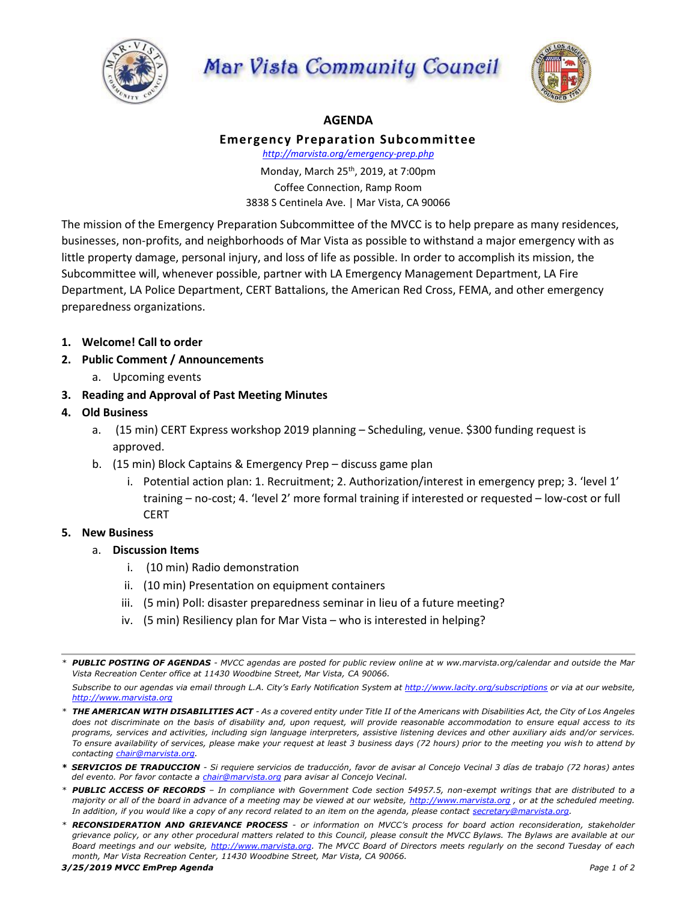# Mar Vista Community Council

## AGENDA

### Emergency Preparation Subcommittee

http://marvista.org/emergency-prep.php

Monday, March 25th, 2019, at 7:00pm
Coffee Connection, Ramp Room
3838 S Centinela Ave. | Mar Vista, CA 90066

The mission of the Emergency Preparation Subcommittee of the MVCC is to help prepare as many residences, businesses, non-profits, and neighborhoods of Mar Vista as possible to withstand a major emergency with as little property damage, personal injury, and loss of life as possible. In order to accomplish its mission, the Subcommittee will, whenever possible, partner with LA Emergency Management Department, LA Fire Department, LA Police Department, CERT Battalions, the American Red Cross, FEMA, and other emergency preparedness organizations.

1. **Welcome! Call to order**
2. **Public Comment / Announcements**
   a. Upcoming events
3. **Reading and Approval of Past Meeting Minutes**
4. **Old Business**
   a. (15 min) CERT Express workshop 2019 planning – Scheduling, venue. $300 funding request is approved.
   b. (15 min) Block Captains & Emergency Prep – discuss game plan
      i. Potential action plan: 1. Recruitment; 2. Authorization/interest in emergency prep; 3. 'level 1' training – no-cost; 4. 'level 2' more formal training if interested or requested – low-cost or full CERT
5. **New Business**
   a. **Discussion Items**
      i. (10 min) Radio demonstration
      ii. (10 min) Presentation on equipment containers
      iii. (5 min) Poll: disaster preparedness seminar in lieu of a future meeting?
      iv. (5 min) Resiliency plan for Mar Vista – who is interested in helping?

---

\* ***PUBLIC POSTING OF AGENDAS*** *- MVCC agendas are posted for public review online at w ww.marvista.org/calendar and outside the Mar Vista Recreation Center office at 11430 Woodbine Street, Mar Vista, CA 90066.*

*Subscribe to our agendas via email through L.A. City's Early Notification System at http://www.lacity.org/subscriptions or via at our website, http://www.marvista.org*

\* ***THE AMERICAN WITH DISABILITIES ACT*** *- As a covered entity under Title II of the Americans with Disabilities Act, the City of Los Angeles does not discriminate on the basis of disability and, upon request, will provide reasonable accommodation to ensure equal access to its programs, services and activities, including sign language interpreters, assistive listening devices and other auxiliary aids and/or services. To ensure availability of services, please make your request at least 3 business days (72 hours) prior to the meeting you wish to attend by contacting chair@marvista.org.*

\* ***SERVICIOS DE TRADUCCION*** *- Si requiere servicios de traducción, favor de avisar al Concejo Vecinal 3 días de trabajo (72 horas) antes del evento. Por favor contacte a chair@marvista.org para avisar al Concejo Vecinal.*

\* ***PUBLIC ACCESS OF RECORDS*** *– In compliance with Government Code section 54957.5, non-exempt writings that are distributed to a majority or all of the board in advance of a meeting may be viewed at our website, http://www.marvista.org , or at the scheduled meeting. In addition, if you would like a copy of any record related to an item on the agenda, please contact secretary@marvista.org.*

\* ***RECONSIDERATION AND GRIEVANCE PROCESS*** *- or information on MVCC's process for board action reconsideration, stakeholder grievance policy, or any other procedural matters related to this Council, please consult the MVCC Bylaws. The Bylaws are available at our Board meetings and our website, http://www.marvista.org. The MVCC Board of Directors meets regularly on the second Tuesday of each month, Mar Vista Recreation Center, 11430 Woodbine Street, Mar Vista, CA 90066.*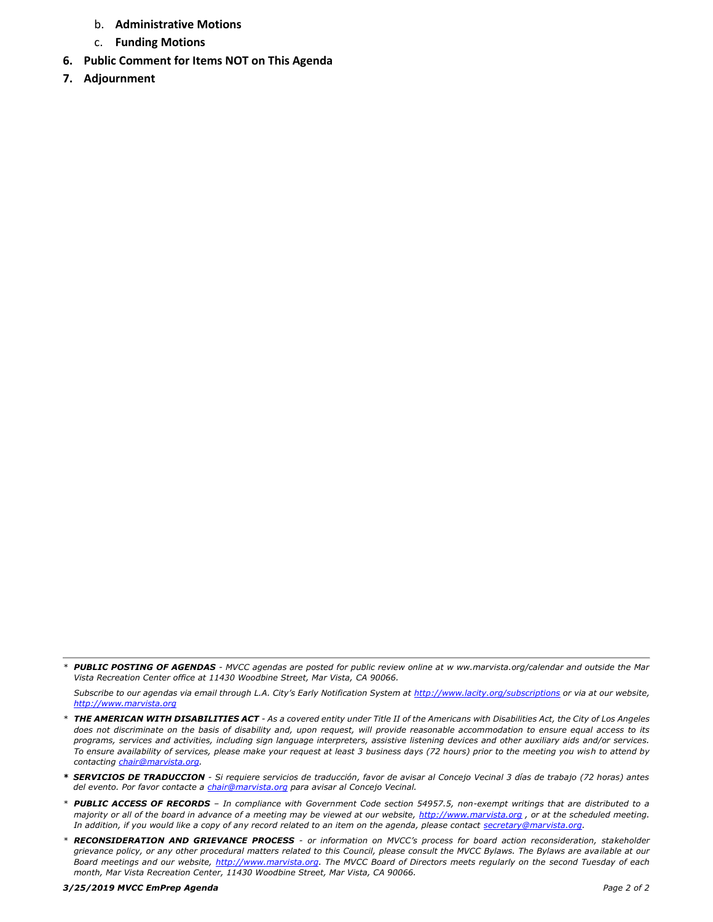b. **Administrative Motions**
   c. **Funding Motions**

6. **Public Comment for Items NOT on This Agenda**
7. **Adjournment**

---

\* ***PUBLIC POSTING OF AGENDAS*** *- MVCC agendas are posted for public review online at w ww.marvista.org/calendar and outside the Mar Vista Recreation Center office at 11430 Woodbine Street, Mar Vista, CA 90066.*

*Subscribe to our agendas via email through L.A. City's Early Notification System at http://www.lacity.org/subscriptions or via at our website, http://www.marvista.org*

\* ***THE AMERICAN WITH DISABILITIES ACT*** *- As a covered entity under Title II of the Americans with Disabilities Act, the City of Los Angeles does not discriminate on the basis of disability and, upon request, will provide reasonable accommodation to ensure equal access to its programs, services and activities, including sign language interpreters, assistive listening devices and other auxiliary aids and/or services. To ensure availability of services, please make your request at least 3 business days (72 hours) prior to the meeting you wish to attend by contacting chair@marvista.org.*

\* ***SERVICIOS DE TRADUCCION*** *- Si requiere servicios de traducción, favor de avisar al Concejo Vecinal 3 días de trabajo (72 horas) antes del evento. Por favor contacte a chair@marvista.org para avisar al Concejo Vecinal.*

\* ***PUBLIC ACCESS OF RECORDS*** *– In compliance with Government Code section 54957.5, non-exempt writings that are distributed to a majority or all of the board in advance of a meeting may be viewed at our website, http://www.marvista.org , or at the scheduled meeting. In addition, if you would like a copy of any record related to an item on the agenda, please contact secretary@marvista.org.*

\* ***RECONSIDERATION AND GRIEVANCE PROCESS*** *- or information on MVCC's process for board action reconsideration, stakeholder grievance policy, or any other procedural matters related to this Council, please consult the MVCC Bylaws. The Bylaws are available at our Board meetings and our website, http://www.marvista.org. The MVCC Board of Directors meets regularly on the second Tuesday of each month, Mar Vista Recreation Center, 11430 Woodbine Street, Mar Vista, CA 90066.*